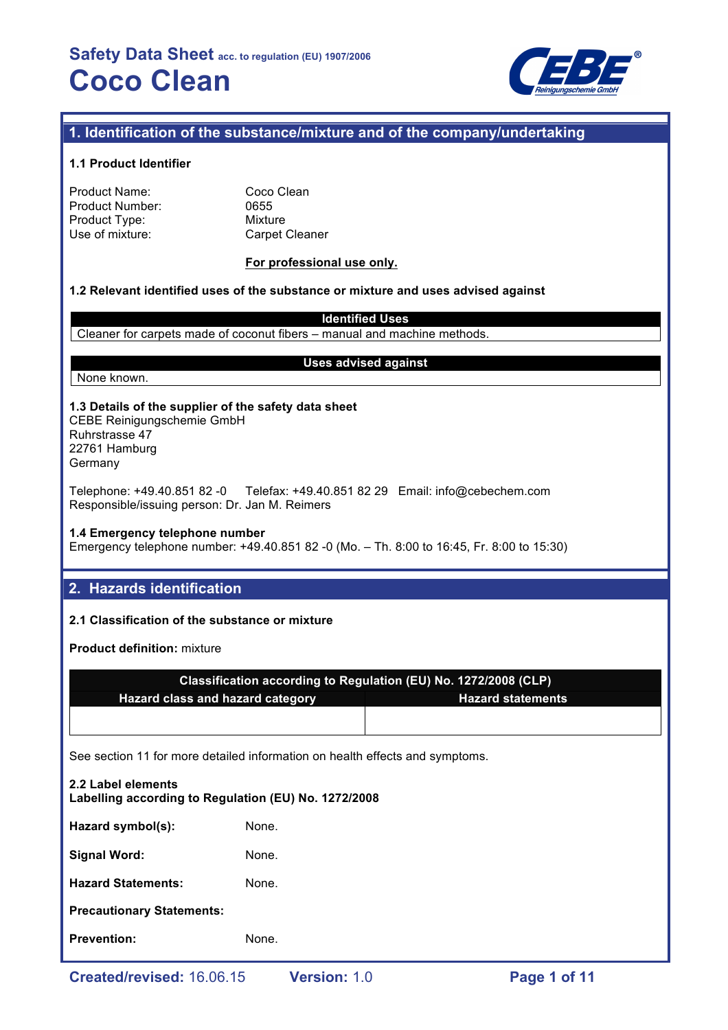# Safety Data Sheet acc. to regulation (EU) 1907/2006

# Coco Clean

## 1. Identification of the substance/mixture and of the company/undertaking

### 1.1 Product Identifier

Product Name: Coco Clean
Product Number: 0655
Product Type: Mixture
Use of mixture: Carpet Cleaner

**For professional use only.**

### 1.2 Relevant identified uses of the substance or mixture and uses advised against

| Identified Uses |
| --- |
| Cleaner for carpets made of coconut fibers – manual and machine methods. |

| Uses advised against |
| --- |
| None known. |

### 1.3 Details of the supplier of the safety data sheet

CEBE Reinigungschemie GmbH
Ruhrstrasse 47
22761 Hamburg
Germany

Telephone: +49.40.851 82 -0 Telefax: +49.40.851 82 29 Email: info@cebechem.com
Responsible/issuing person: Dr. Jan M. Reimers

### 1.4 Emergency telephone number

Emergency telephone number: +49.40.851 82 -0 (Mo. – Th. 8:00 to 16:45, Fr. 8:00 to 15:30)

## 2. Hazards identification

### 2.1 Classification of the substance or mixture

**Product definition:** mixture

| Classification according to Regulation (EU) No. 1272/2008 (CLP) | |
| --- | --- |
| **Hazard class and hazard category** | **Hazard statements** |
| | |

See section 11 for more detailed information on health effects and symptoms.

### 2.2 Label elements

**Labelling according to Regulation (EU) No. 1272/2008**

**Hazard symbol(s):** None.

**Signal Word:** None.

**Hazard Statements:** None.

**Precautionary Statements:**

**Prevention:** None.

Created/revised: 16.06.15 Version: 1.0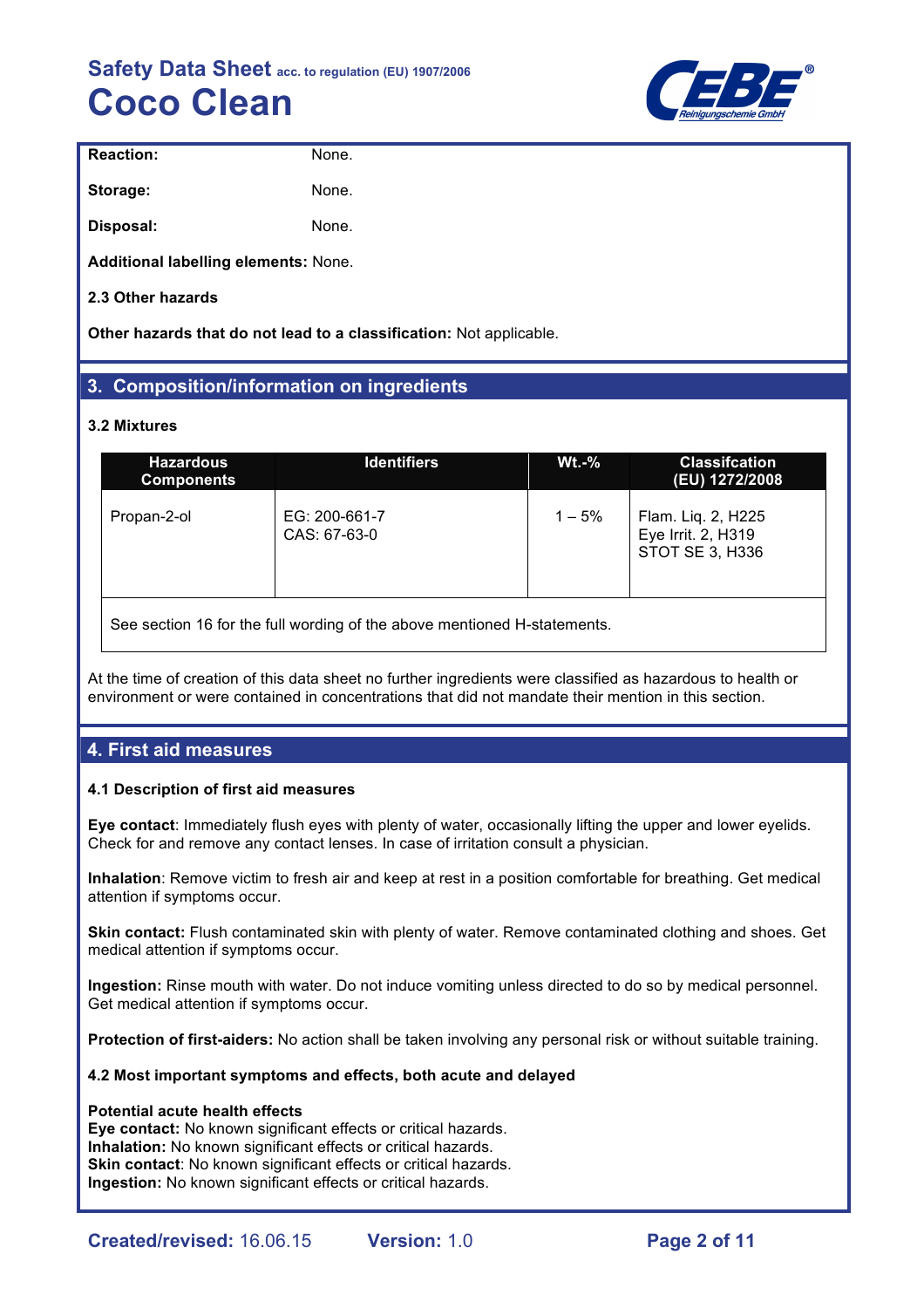**Reaction:** None.

**Storage:** None.

**Disposal:** None.

**Additional labelling elements:** None.

**2.3 Other hazards**

**Other hazards that do not lead to a classification:** Not applicable.

## 3. Composition/information on ingredients

### 3.2 Mixtures

| Hazardous Components | Identifiers | Wt.-% | Classifcation (EU) 1272/2008 |
|---|---|---|---|
| Propan-2-ol | EG: 200-661-7<br>CAS: 67-63-0 | 1 – 5% | Flam. Liq. 2, H225<br>Eye Irrit. 2, H319<br>STOT SE 3, H336 |
| See section 16 for the full wording of the above mentioned H-statements. | | | |

At the time of creation of this data sheet no further ingredients were classified as hazardous to health or environment or were contained in concentrations that did not mandate their mention in this section.

## 4. First aid measures

### 4.1 Description of first aid measures

**Eye contact**: Immediately flush eyes with plenty of water, occasionally lifting the upper and lower eyelids. Check for and remove any contact lenses. In case of irritation consult a physician.

**Inhalation**: Remove victim to fresh air and keep at rest in a position comfortable for breathing. Get medical attention if symptoms occur.

**Skin contact:** Flush contaminated skin with plenty of water. Remove contaminated clothing and shoes. Get medical attention if symptoms occur.

**Ingestion:** Rinse mouth with water. Do not induce vomiting unless directed to do so by medical personnel. Get medical attention if symptoms occur.

**Protection of first-aiders:** No action shall be taken involving any personal risk or without suitable training.

### 4.2 Most important symptoms and effects, both acute and delayed

**Potential acute health effects**
**Eye contact:** No known significant effects or critical hazards.
**Inhalation:** No known significant effects or critical hazards.
**Skin contact**: No known significant effects or critical hazards.
**Ingestion:** No known significant effects or critical hazards.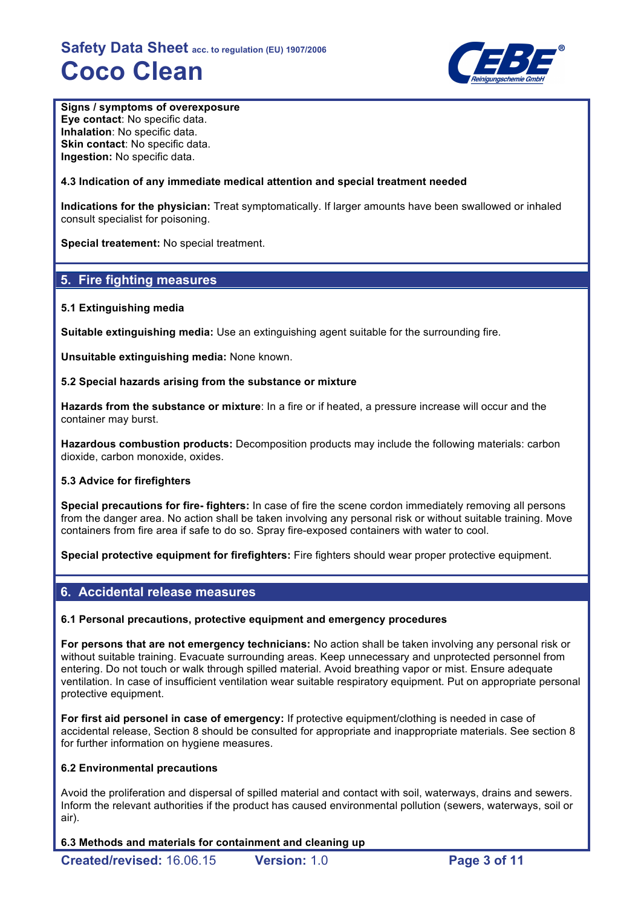**Signs / symptoms of overexposure**
**Eye contact**: No specific data.
**Inhalation**: No specific data.
**Skin contact**: No specific data.
**Ingestion:** No specific data.

#### 4.3 Indication of any immediate medical attention and special treatment needed

**Indications for the physician:** Treat symptomatically. If larger amounts have been swallowed or inhaled consult specialist for poisoning.

**Special treatement:** No special treatment.

## 5. Fire fighting measures

#### 5.1 Extinguishing media

**Suitable extinguishing media:** Use an extinguishing agent suitable for the surrounding fire.

**Unsuitable extinguishing media:** None known.

#### 5.2 Special hazards arising from the substance or mixture

**Hazards from the substance or mixture**: In a fire or if heated, a pressure increase will occur and the container may burst.

**Hazardous combustion products:** Decomposition products may include the following materials: carbon dioxide, carbon monoxide, oxides.

#### 5.3 Advice for firefighters

**Special precautions for fire- fighters:** In case of fire the scene cordon immediately removing all persons from the danger area. No action shall be taken involving any personal risk or without suitable training. Move containers from fire area if safe to do so. Spray fire-exposed containers with water to cool.

**Special protective equipment for firefighters:** Fire fighters should wear proper protective equipment.

## 6. Accidental release measures

#### 6.1 Personal precautions, protective equipment and emergency procedures

**For persons that are not emergency technicians:** No action shall be taken involving any personal risk or without suitable training. Evacuate surrounding areas. Keep unnecessary and unprotected personnel from entering. Do not touch or walk through spilled material. Avoid breathing vapor or mist. Ensure adequate ventilation. In case of insufficient ventilation wear suitable respiratory equipment. Put on appropriate personal protective equipment.

**For first aid personel in case of emergency:** If protective equipment/clothing is needed in case of accidental release, Section 8 should be consulted for appropriate and inappropriate materials. See section 8 for further information on hygiene measures.

#### 6.2 Environmental precautions

Avoid the proliferation and dispersal of spilled material and contact with soil, waterways, drains and sewers. Inform the relevant authorities if the product has caused environmental pollution (sewers, waterways, soil or air).

#### 6.3 Methods and materials for containment and cleaning up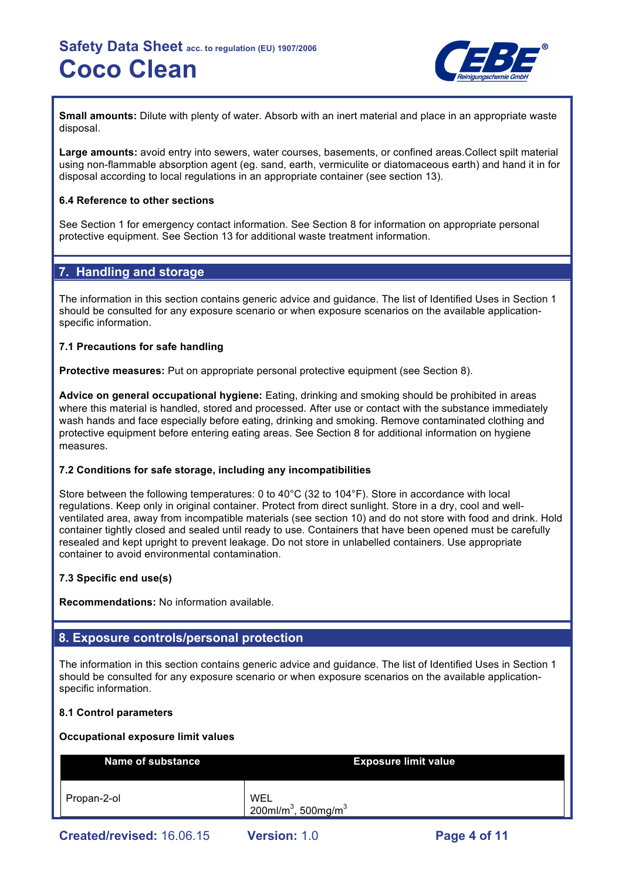**Small amounts:** Dilute with plenty of water. Absorb with an inert material and place in an appropriate waste disposal.

**Large amounts:** avoid entry into sewers, water courses, basements, or confined areas.Collect spilt material using non-flammable absorption agent (eg. sand, earth, vermiculite or diatomaceous earth) and hand it in for disposal according to local regulations in an appropriate container (see section 13).

**6.4 Reference to other sections**

See Section 1 for emergency contact information. See Section 8 for information on appropriate personal protective equipment. See Section 13 for additional waste treatment information.

## 7. Handling and storage

The information in this section contains generic advice and guidance. The list of Identified Uses in Section 1 should be consulted for any exposure scenario or when exposure scenarios on the available application-specific information.

**7.1 Precautions for safe handling**

**Protective measures:** Put on appropriate personal protective equipment (see Section 8).

**Advice on general occupational hygiene:** Eating, drinking and smoking should be prohibited in areas where this material is handled, stored and processed. After use or contact with the substance immediately wash hands and face especially before eating, drinking and smoking. Remove contaminated clothing and protective equipment before entering eating areas. See Section 8 for additional information on hygiene measures.

**7.2 Conditions for safe storage, including any incompatibilities**

Store between the following temperatures: 0 to 40°C (32 to 104°F). Store in accordance with local regulations. Keep only in original container. Protect from direct sunlight. Store in a dry, cool and well-ventilated area, away from incompatible materials (see section 10) and do not store with food and drink. Hold container tightly closed and sealed until ready to use. Containers that have been opened must be carefully resealed and kept upright to prevent leakage. Do not store in unlabelled containers. Use appropriate container to avoid environmental contamination.

**7.3 Specific end use(s)**

**Recommendations:** No information available.

## 8. Exposure controls/personal protection

The information in this section contains generic advice and guidance. The list of Identified Uses in Section 1 should be consulted for any exposure scenario or when exposure scenarios on the available application-specific information.

**8.1 Control parameters**

**Occupational exposure limit values**

| Name of substance | Exposure limit value |
|---|---|
| Propan-2-ol | WEL<br>200ml/m$^3$, 500mg/m$^3$ |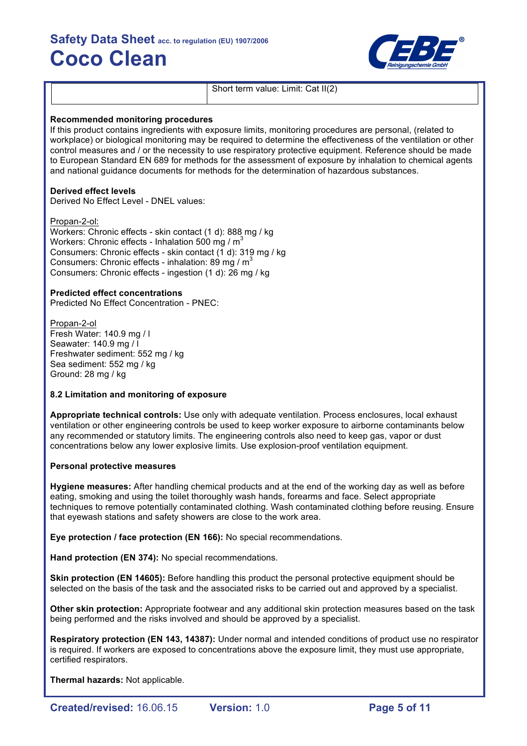| | Short term value: Limit: Cat II(2) |
|---|---|

**Recommended monitoring procedures**

If this product contains ingredients with exposure limits, monitoring procedures are personal, (related to workplace) or biological monitoring may be required to determine the effectiveness of the ventilation or other control measures and / or the necessity to use respiratory protective equipment. Reference should be made to European Standard EN 689 for methods for the assessment of exposure by inhalation to chemical agents and national guidance documents for methods for the determination of hazardous substances.

**Derived effect levels**

Derived No Effect Level - DNEL values:

Propan-2-ol:

Workers: Chronic effects - skin contact (1 d): 888 mg / kg
Workers: Chronic effects - Inhalation 500 mg / $m^3$
Consumers: Chronic effects - skin contact (1 d): 319 mg / kg
Consumers: Chronic effects - inhalation: 89 mg / $m^3$
Consumers: Chronic effects - ingestion (1 d): 26 mg / kg

**Predicted effect concentrations**

Predicted No Effect Concentration - PNEC:

Propan-2-ol

Fresh Water: 140.9 mg / l
Seawater: 140.9 mg / l
Freshwater sediment: 552 mg / kg
Sea sediment: 552 mg / kg
Ground: 28 mg / kg

**8.2 Limitation and monitoring of exposure**

**Appropriate technical controls:** Use only with adequate ventilation. Process enclosures, local exhaust ventilation or other engineering controls be used to keep worker exposure to airborne contaminants below any recommended or statutory limits. The engineering controls also need to keep gas, vapor or dust concentrations below any lower explosive limits. Use explosion-proof ventilation equipment.

**Personal protective measures**

**Hygiene measures:** After handling chemical products and at the end of the working day as well as before eating, smoking and using the toilet thoroughly wash hands, forearms and face. Select appropriate techniques to remove potentially contaminated clothing. Wash contaminated clothing before reusing. Ensure that eyewash stations and safety showers are close to the work area.

**Eye protection / face protection (EN 166):** No special recommendations.

**Hand protection (EN 374):** No special recommendations.

**Skin protection (EN 14605):** Before handling this product the personal protective equipment should be selected on the basis of the task and the associated risks to be carried out and approved by a specialist.

**Other skin protection:** Appropriate footwear and any additional skin protection measures based on the task being performed and the risks involved and should be approved by a specialist.

**Respiratory protection (EN 143, 14387):** Under normal and intended conditions of product use no respirator is required. If workers are exposed to concentrations above the exposure limit, they must use appropriate, certified respirators.

**Thermal hazards:** Not applicable.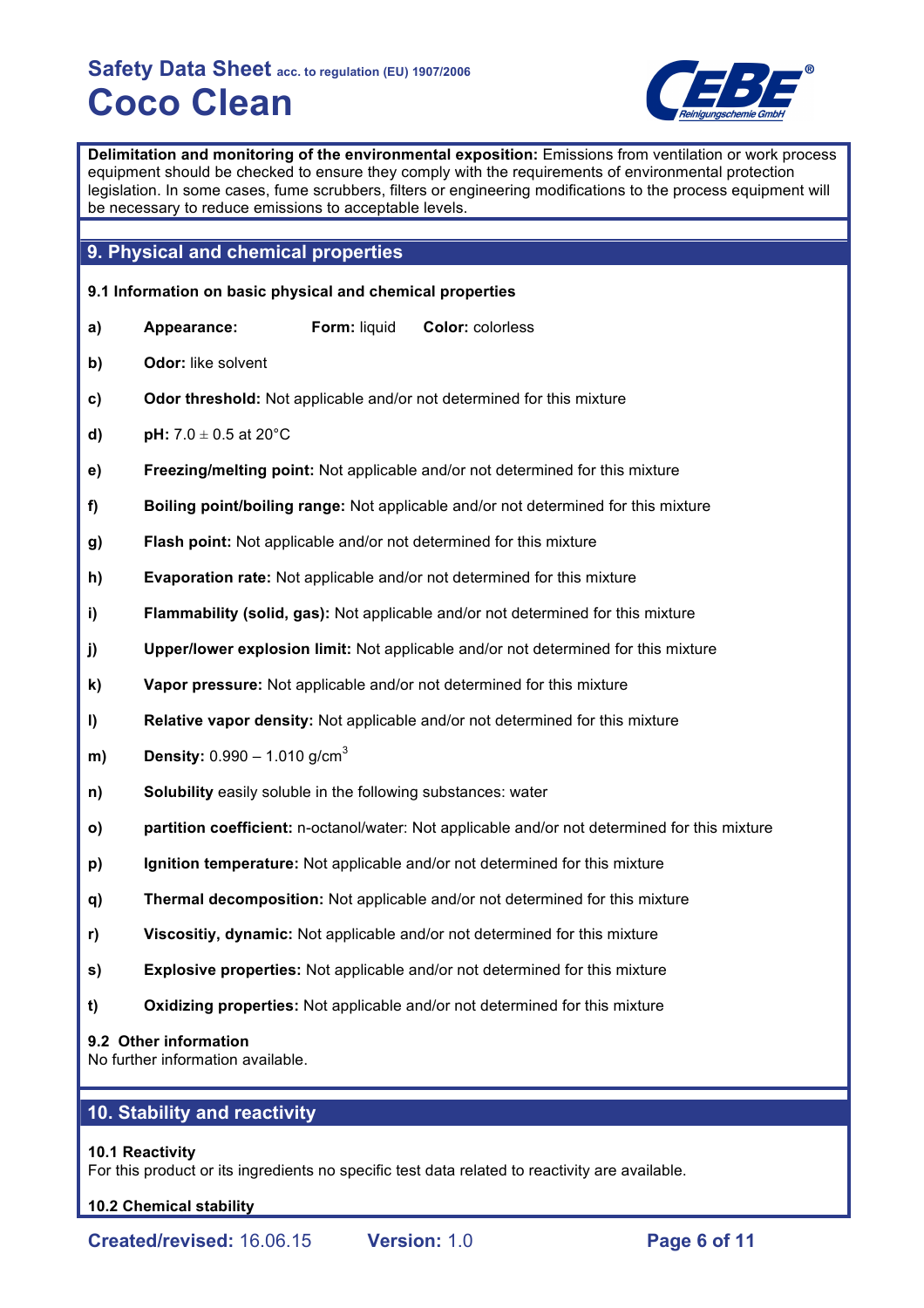**Delimitation and monitoring of the environmental exposition:** Emissions from ventilation or work process equipment should be checked to ensure they comply with the requirements of environmental protection legislation. In some cases, fume scrubbers, filters or engineering modifications to the process equipment will be necessary to reduce emissions to acceptable levels.

## 9. Physical and chemical properties

### 9.1 Information on basic physical and chemical properties

**a)** **Appearance:** **Form:** liquid **Color:** colorless

**b)** **Odor:** like solvent

**c)** **Odor threshold:** Not applicable and/or not determined for this mixture

**d)** **pH:** 7.0 ± 0.5 at 20°C

**e)** **Freezing/melting point:** Not applicable and/or not determined for this mixture

**f)** **Boiling point/boiling range:** Not applicable and/or not determined for this mixture

**g)** **Flash point:** Not applicable and/or not determined for this mixture

**h)** **Evaporation rate:** Not applicable and/or not determined for this mixture

**i)** **Flammability (solid, gas):** Not applicable and/or not determined for this mixture

**j)** **Upper/lower explosion limit:** Not applicable and/or not determined for this mixture

**k)** **Vapor pressure:** Not applicable and/or not determined for this mixture

**l)** **Relative vapor density:** Not applicable and/or not determined for this mixture

**m)** **Density:** 0.990 – 1.010 $g/cm^3$

**n)** **Solubility** easily soluble in the following substances: water

**o)** **partition coefficient:** n-octanol/water: Not applicable and/or not determined for this mixture

**p)** **Ignition temperature:** Not applicable and/or not determined for this mixture

**q)** **Thermal decomposition:** Not applicable and/or not determined for this mixture

**r)** **Viscositiy, dynamic:** Not applicable and/or not determined for this mixture

**s)** **Explosive properties:** Not applicable and/or not determined for this mixture

**t)** **Oxidizing properties:** Not applicable and/or not determined for this mixture

### 9.2 Other information

No further information available.

## 10. Stability and reactivity

### 10.1 Reactivity

For this product or its ingredients no specific test data related to reactivity are available.

### 10.2 Chemical stability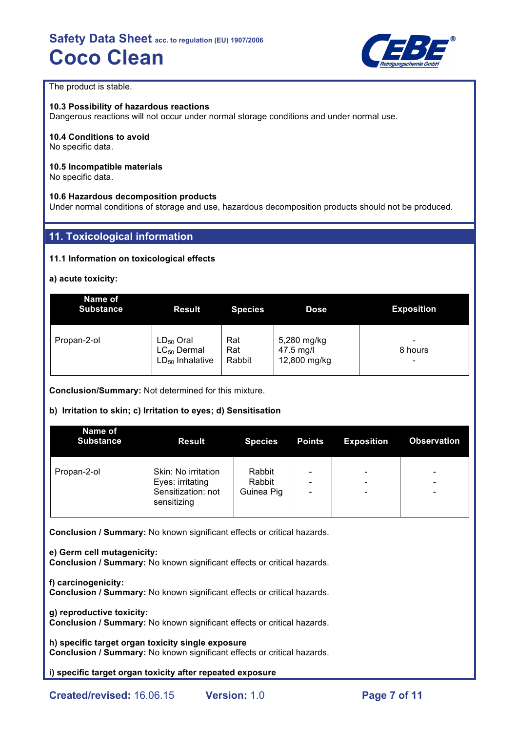The product is stable.

**10.3 Possibility of hazardous reactions**
Dangerous reactions will not occur under normal storage conditions and under normal use.

**10.4 Conditions to avoid**
No specific data.

**10.5 Incompatible materials**
No specific data.

**10.6 Hazardous decomposition products**
Under normal conditions of storage and use, hazardous decomposition products should not be produced.

## 11. Toxicological information

**11.1 Information on toxicological effects**

**a) acute toxicity:**

| Name of Substance | Result | Species | Dose | Exposition |
|---|---|---|---|---|
| Propan-2-ol | $LD_{50}$ Oral<br>$LC_{50}$ Dermal<br>$LD_{50}$ Inhalative | Rat<br>Rat<br>Rabbit | 5,280 mg/kg<br>47.5 mg/l<br>12,800 mg/kg | -<br>8 hours<br>- |

**Conclusion/Summary:** Not determined for this mixture.

**b) Irritation to skin; c) Irritation to eyes; d) Sensitisation**

| Name of Substance | Result | Species | Points | Exposition | Observation |
|---|---|---|---|---|---|
| Propan-2-ol | Skin: No irritation<br>Eyes: irritating<br>Sensitization: not sensitizing | Rabbit<br>Rabbit<br>Guinea Pig | -<br>-<br>- | -<br>-<br>- | -<br>-<br>- |

**Conclusion / Summary:** No known significant effects or critical hazards.

**e) Germ cell mutagenicity:**
**Conclusion / Summary:** No known significant effects or critical hazards.

**f) carcinogenicity:**
**Conclusion / Summary:** No known significant effects or critical hazards.

**g) reproductive toxicity:**
**Conclusion / Summary:** No known significant effects or critical hazards.

**h) specific target organ toxicity single exposure**
**Conclusion / Summary:** No known significant effects or critical hazards.

**i) specific target organ toxicity after repeated exposure**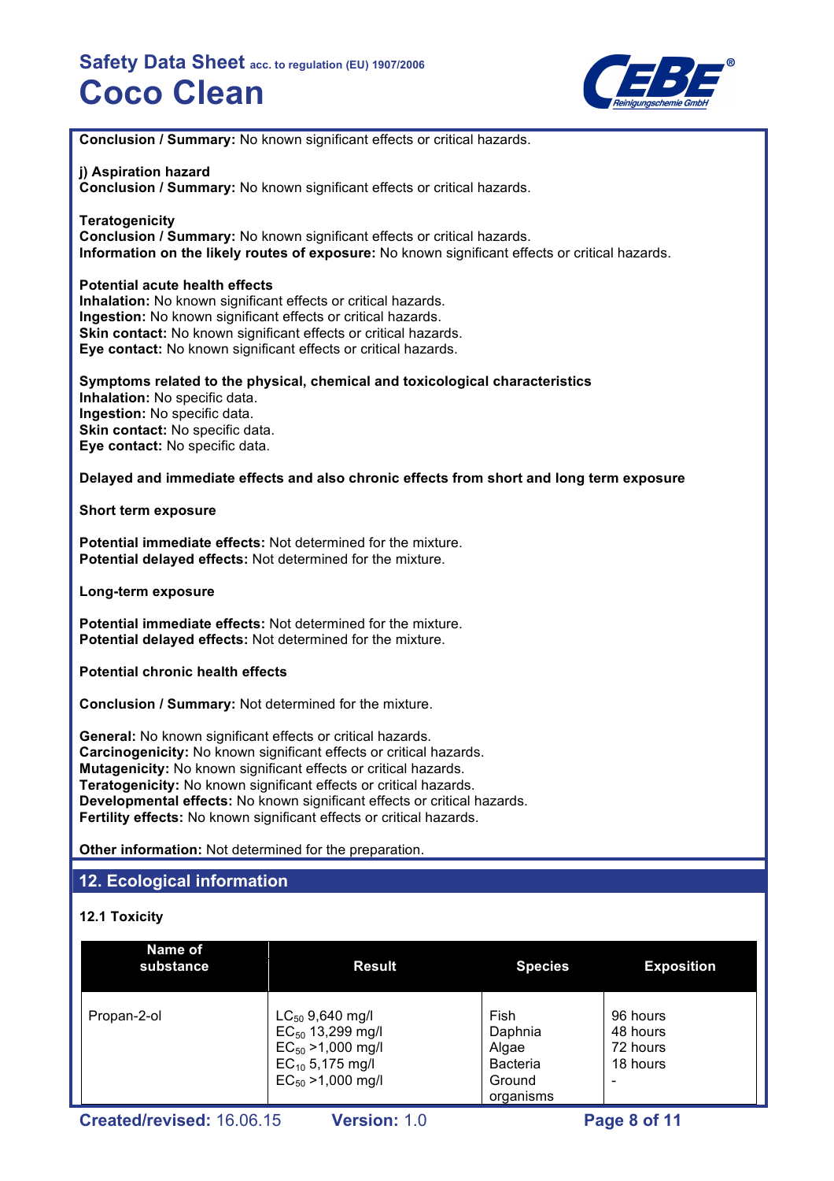**Conclusion / Summary:** No known significant effects or critical hazards.

**j) Aspiration hazard**
**Conclusion / Summary:** No known significant effects or critical hazards.

**Teratogenicity**
**Conclusion / Summary:** No known significant effects or critical hazards.
**Information on the likely routes of exposure:** No known significant effects or critical hazards.

**Potential acute health effects**
**Inhalation:** No known significant effects or critical hazards.
**Ingestion:** No known significant effects or critical hazards.
**Skin contact:** No known significant effects or critical hazards.
**Eye contact:** No known significant effects or critical hazards.

**Symptoms related to the physical, chemical and toxicological characteristics**
**Inhalation:** No specific data.
**Ingestion:** No specific data.
**Skin contact:** No specific data.
**Eye contact:** No specific data.

**Delayed and immediate effects and also chronic effects from short and long term exposure**

**Short term exposure**

**Potential immediate effects:** Not determined for the mixture.
**Potential delayed effects:** Not determined for the mixture.

**Long-term exposure**

**Potential immediate effects:** Not determined for the mixture.
**Potential delayed effects:** Not determined for the mixture.

**Potential chronic health effects**

**Conclusion / Summary:** Not determined for the mixture.

**General:** No known significant effects or critical hazards.
**Carcinogenicity:** No known significant effects or critical hazards.
**Mutagenicity:** No known significant effects or critical hazards.
**Teratogenicity:** No known significant effects or critical hazards.
**Developmental effects:** No known significant effects or critical hazards.
**Fertility effects:** No known significant effects or critical hazards.

**Other information:** Not determined for the preparation.

## 12. Ecological information

### 12.1 Toxicity

| Name of substance | Result | Species | Exposition |
|---|---|---|---|
| Propan-2-ol | $LC_{50}$ 9,640 mg/l<br>$EC_{50}$ 13,299 mg/l<br>$EC_{50}$ >1,000 mg/l<br>$EC_{10}$ 5,175 mg/l<br>$EC_{50}$ >1,000 mg/l | Fish<br>Daphnia<br>Algae<br>Bacteria<br>Ground organisms | 96 hours<br>48 hours<br>72 hours<br>18 hours<br>- |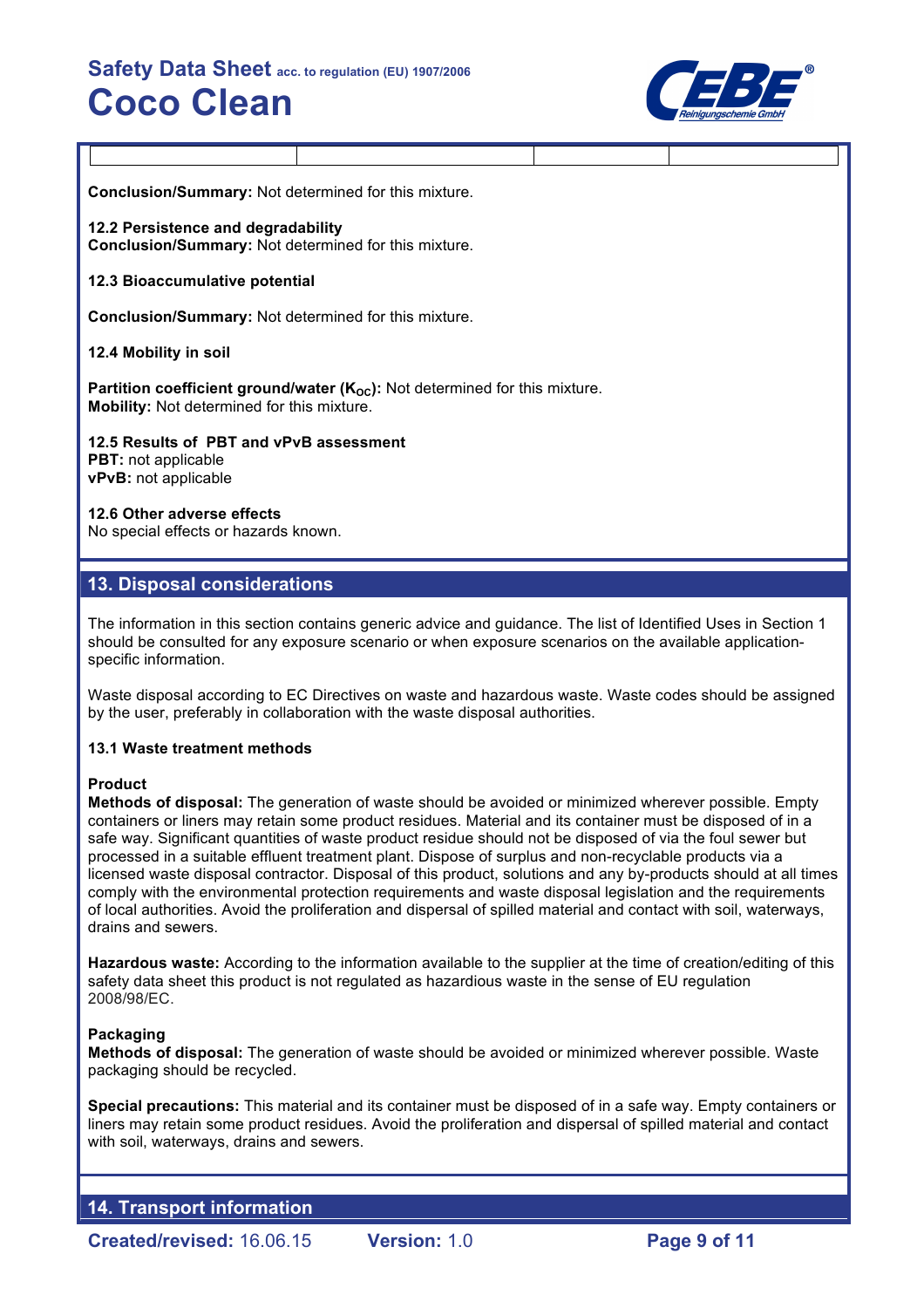| | | | |
|---|---|---|---|

**Conclusion/Summary:** Not determined for this mixture.

**12.2 Persistence and degradability**
**Conclusion/Summary:** Not determined for this mixture.

**12.3 Bioaccumulative potential**

**Conclusion/Summary:** Not determined for this mixture.

**12.4 Mobility in soil**

**Partition coefficient ground/water ($K_{OC}$):** Not determined for this mixture.
**Mobility:** Not determined for this mixture.

**12.5 Results of PBT and vPvB assessment**
**PBT:** not applicable
**vPvB:** not applicable

**12.6 Other adverse effects**
No special effects or hazards known.

## 13. Disposal considerations

The information in this section contains generic advice and guidance. The list of Identified Uses in Section 1 should be consulted for any exposure scenario or when exposure scenarios on the available application-specific information.

Waste disposal according to EC Directives on waste and hazardous waste. Waste codes should be assigned by the user, preferably in collaboration with the waste disposal authorities.

**13.1 Waste treatment methods**

**Product**
**Methods of disposal:** The generation of waste should be avoided or minimized wherever possible. Empty containers or liners may retain some product residues. Material and its container must be disposed of in a safe way. Significant quantities of waste product residue should not be disposed of via the foul sewer but processed in a suitable effluent treatment plant. Dispose of surplus and non-recyclable products via a licensed waste disposal contractor. Disposal of this product, solutions and any by-products should at all times comply with the environmental protection requirements and waste disposal legislation and the requirements of local authorities. Avoid the proliferation and dispersal of spilled material and contact with soil, waterways, drains and sewers.

**Hazardous waste:** According to the information available to the supplier at the time of creation/editing of this safety data sheet this product is not regulated as hazardious waste in the sense of EU regulation 2008/98/EC.

**Packaging**
**Methods of disposal:** The generation of waste should be avoided or minimized wherever possible. Waste packaging should be recycled.

**Special precautions:** This material and its container must be disposed of in a safe way. Empty containers or liners may retain some product residues. Avoid the proliferation and dispersal of spilled material and contact with soil, waterways, drains and sewers.

## 14. Transport information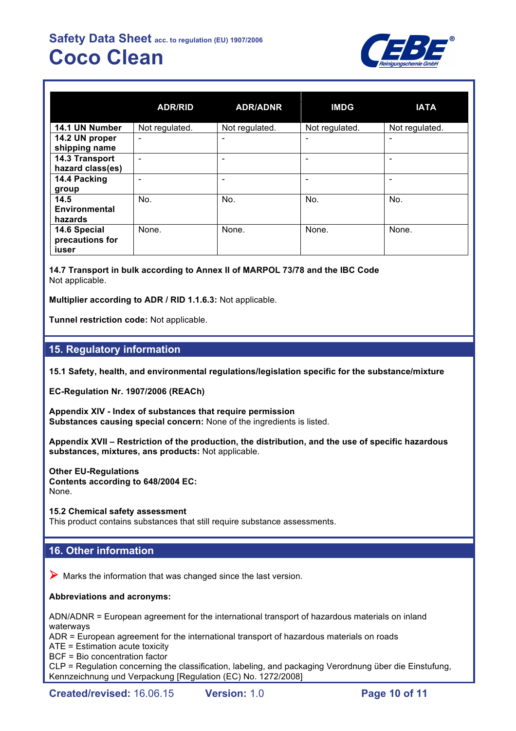| | ADR/RID | ADR/ADNR | IMDG | IATA |
|---|---|---|---|---|
| **14.1 UN Number** | Not regulated. | Not regulated. | Not regulated. | Not regulated. |
| **14.2 UN proper shipping name** | - | - | - | - |
| **14.3 Transport hazard class(es)** | - | - | - | - |
| **14.4 Packing group** | - | - | - | - |
| **14.5 Environmental hazards** | No. | No. | No. | No. |
| **14.6 Special precautions for iuser** | None. | None. | None. | None. |

**14.7 Transport in bulk according to Annex II of MARPOL 73/78 and the IBC Code**
Not applicable.

**Multiplier according to ADR / RID 1.1.6.3:** Not applicable.

**Tunnel restriction code:** Not applicable.

## 15. Regulatory information

**15.1 Safety, health, and environmental regulations/legislation specific for the substance/mixture**

**EC-Regulation Nr. 1907/2006 (REACh)**

**Appendix XIV - Index of substances that require permission**
**Substances causing special concern:** None of the ingredients is listed.

**Appendix XVII – Restriction of the production, the distribution, and the use of specific hazardous substances, mixtures, ans products:** Not applicable.

**Other EU-Regulations**
**Contents according to 648/2004 EC:**
None.

**15.2 Chemical safety assessment**
This product contains substances that still require substance assessments.

## 16. Other information

➤ Marks the information that was changed since the last version.

**Abbreviations and acronyms:**

ADN/ADNR = European agreement for the international transport of hazardous materials on inland waterways
ADR = European agreement for the international transport of hazardous materials on roads
ATE = Estimation acute toxicity
BCF = Bio concentration factor
CLP = Regulation concerning the classification, labeling, and packaging Verordnung über die Einstufung, Kennzeichnung und Verpackung [Regulation (EC) No. 1272/2008]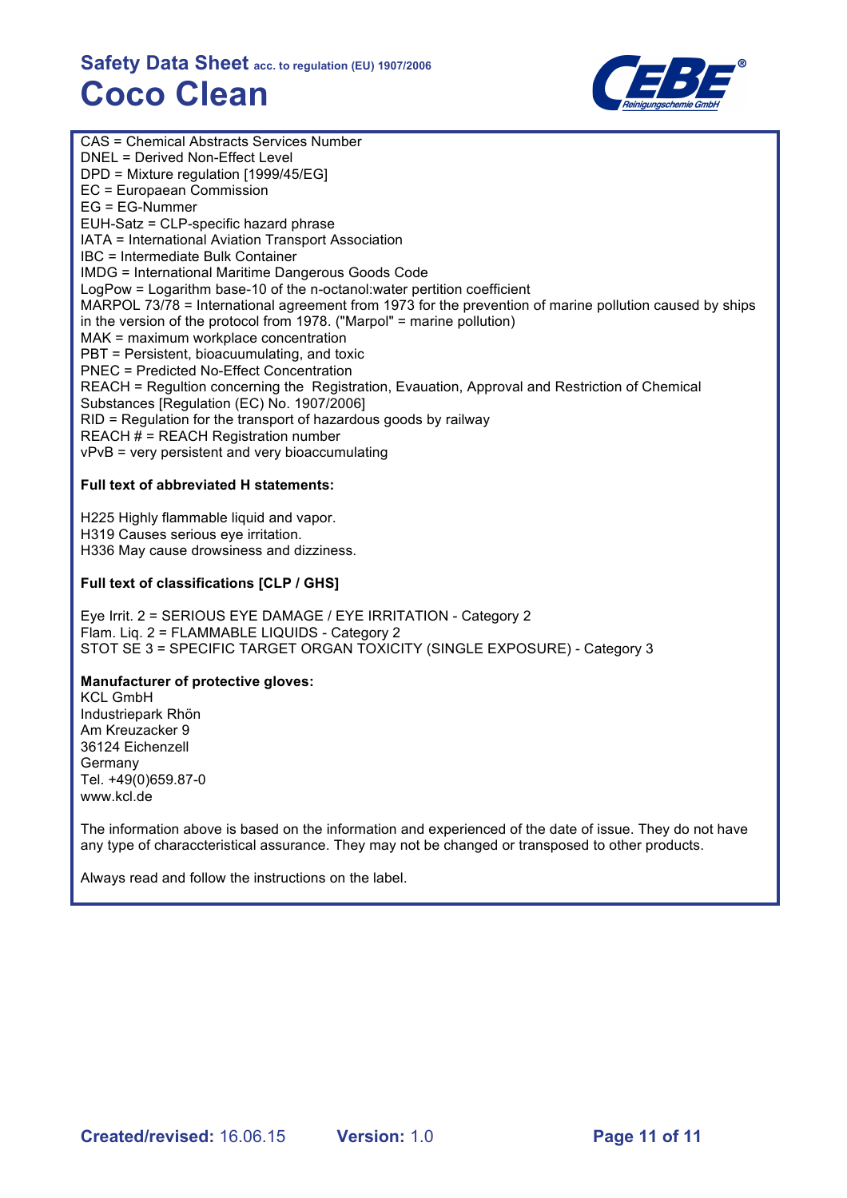CAS = Chemical Abstracts Services Number
DNEL = Derived Non-Effect Level
DPD = Mixture regulation [1999/45/EG]
EC = Europaean Commission
EG = EG-Nummer
EUH-Satz = CLP-specific hazard phrase
IATA = International Aviation Transport Association
IBC = Intermediate Bulk Container
IMDG = International Maritime Dangerous Goods Code
LogPow = Logarithm base-10 of the n-octanol:water pertition coefficient
MARPOL 73/78 = International agreement from 1973 for the prevention of marine pollution caused by ships in the version of the protocol from 1978. ("Marpol" = marine pollution)
MAK = maximum workplace concentration
PBT = Persistent, bioacuumulating, and toxic
PNEC = Predicted No-Effect Concentration
REACH = Regultion concerning the Registration, Evauation, Approval and Restriction of Chemical Substances [Regulation (EC) No. 1907/2006]
RID = Regulation for the transport of hazardous goods by railway
REACH # = REACH Registration number
vPvB = very persistent and very bioaccumulating

**Full text of abbreviated H statements:**

H225 Highly flammable liquid and vapor.
H319 Causes serious eye irritation.
H336 May cause drowsiness and dizziness.

**Full text of classifications [CLP / GHS]**

Eye Irrit. 2 = SERIOUS EYE DAMAGE / EYE IRRITATION - Category 2
Flam. Liq. 2 = FLAMMABLE LIQUIDS - Category 2
STOT SE 3 = SPECIFIC TARGET ORGAN TOXICITY (SINGLE EXPOSURE) - Category 3

**Manufacturer of protective gloves:**
KCL GmbH
Industriepark Rhön
Am Kreuzacker 9
36124 Eichenzell
Germany
Tel. +49(0)659.87-0
www.kcl.de

The information above is based on the information and experienced of the date of issue. They do not have any type of characcteristical assurance. They may not be changed or transposed to other products.

Always read and follow the instructions on the label.